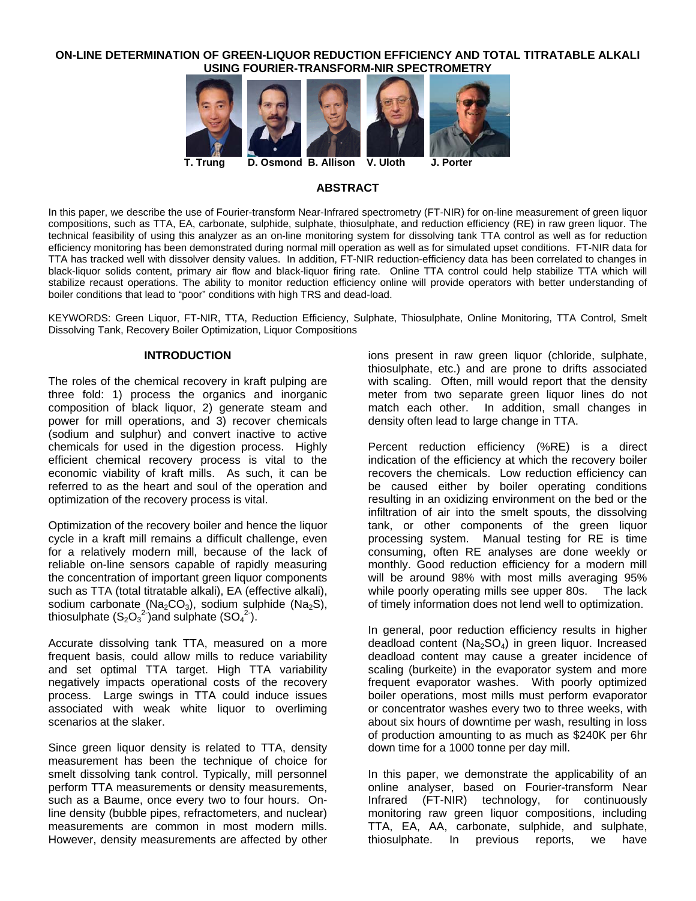# ON-LINE DETERMINATION OF GREEN-LIQUOR REDUCTION EFFICIENCY AND TOTAL TITRATABLE ALKALI USING FOURIER-TRANSFORM-NIR SPECTROMETRY

T. Trung D. Osmond B. Allison V. Uloth J. Porter

## ABSTRACT

In this paper, we describe the use of Fourier-transform Near-Infrared spectrometry (FT-NIR) for on-line measurement of green liquor compositions, such as TTA, EA, carbonate, sulphide, sulphate, thiosulphate, and reduction efficiency (RE) in raw green liquor. The technical feasibility of using this analyzer as an on-line monitoring system for dissolving tank TTA control as well as for reduction efficiency monitoring has been demonstrated during normal mill operation as well as for simulated upset conditions. FT-NIR data for TTA has tracked well with dissolver density values. In addition, FT-NIR reduction-efficiency data has been correlated to changes in black-liquor solids content, primary air flow and black-liquor firing rate. Online TTA control could help stabilize TTA which will stabilize recaust operations. The ability to monitor reduction efficiency online will provide operators with better understanding of boiler conditions that lead to "poor" conditions with high TRS and dead-load.

KEYWORDS: Green Liquor, FT-NIR, TTA, Reduction Efficiency, Sulphate, Thiosulphate, Online Monitoring, TTA Control, Smelt Dissolving Tank, Recovery Boiler Optimization, Liquor Compositions

## INTRODUCTION

The roles of the chemical recovery in kraft pulping are three fold: 1) process the organics and inorganic composition of black liquor, 2) generate steam and power for mill operations, and 3) recover chemicals (sodium and sulphur) and convert inactive to active chemicals for used in the digestion process. Highly efficient chemical recovery process is vital to the economic viability of kraft mills. As such, it can be referred to as the heart and soul of the operation and optimization of the recovery process is vital.

Optimization of the recovery boiler and hence the liquor cycle in a kraft mill remains a difficult challenge, even for a relatively modern mill, because of the lack of reliable on-line sensors capable of rapidly measuring the concentration of important green liquor components such as TTA (total titratable alkali), EA (effective alkali), sodium carbonate ($Na_2CO_3$), sodium sulphide ($Na_2S$), thiosulphate ($S_2O_3^{2-}$)and sulphate ($SO_4^{2-}$).

Accurate dissolving tank TTA, measured on a more frequent basis, could allow mills to reduce variability and set optimal TTA target. High TTA variability negatively impacts operational costs of the recovery process. Large swings in TTA could induce issues associated with weak white liquor to overliming scenarios at the slaker.

Since green liquor density is related to TTA, density measurement has been the technique of choice for smelt dissolving tank control. Typically, mill personnel perform TTA measurements or density measurements, such as a Baume, once every two to four hours. On-line density (bubble pipes, refractometers, and nuclear) measurements are common in most modern mills. However, density measurements are affected by other ions present in raw green liquor (chloride, sulphate, thiosulphate, etc.) and are prone to drifts associated with scaling. Often, mill would report that the density meter from two separate green liquor lines do not match each other. In addition, small changes in density often lead to large change in TTA.

Percent reduction efficiency (%RE) is a direct indication of the efficiency at which the recovery boiler recovers the chemicals. Low reduction efficiency can be caused either by boiler operating conditions resulting in an oxidizing environment on the bed or the infiltration of air into the smelt spouts, the dissolving tank, or other components of the green liquor processing system. Manual testing for RE is time consuming, often RE analyses are done weekly or monthly. Good reduction efficiency for a modern mill will be around 98% with most mills averaging 95% while poorly operating mills see upper 80s. The lack of timely information does not lend well to optimization.

In general, poor reduction efficiency results in higher deadload content ($Na_2SO_4$) in green liquor. Increased deadload content may cause a greater incidence of scaling (burkeite) in the evaporator system and more frequent evaporator washes. With poorly optimized boiler operations, most mills must perform evaporator or concentrator washes every two to three weeks, with about six hours of downtime per wash, resulting in loss of production amounting to as much as $240K per 6hr down time for a 1000 tonne per day mill.

In this paper, we demonstrate the applicability of an online analyser, based on Fourier-transform Near Infrared (FT-NIR) technology, for continuously monitoring raw green liquor compositions, including TTA, EA, AA, carbonate, sulphide, and sulphate, thiosulphate. In previous reports, we have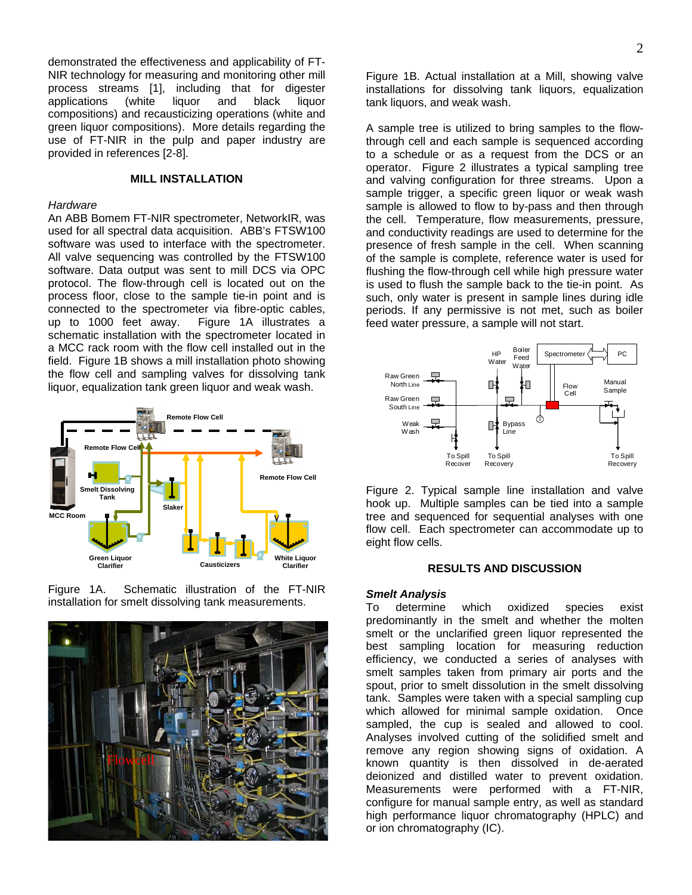demonstrated the effectiveness and applicability of FT-NIR technology for measuring and monitoring other mill process streams [1], including that for digester applications (white liquor and black liquor compositions) and recausticizing operations (white and green liquor compositions). More details regarding the use of FT-NIR in the pulp and paper industry are provided in references [2-8].

## MILL INSTALLATION

*Hardware*

An ABB Bomem FT-NIR spectrometer, NetworkIR, was used for all spectral data acquisition. ABB's FTSW100 software was used to interface with the spectrometer. All valve sequencing was controlled by the FTSW100 software. Data output was sent to mill DCS via OPC protocol. The flow-through cell is located out on the process floor, close to the sample tie-in point and is connected to the spectrometer via fibre-optic cables, up to 1000 feet away. Figure 1A illustrates a schematic installation with the spectrometer located in a MCC rack room with the flow cell installed out in the field. Figure 1B shows a mill installation photo showing the flow cell and sampling valves for dissolving tank liquor, equalization tank green liquor and weak wash.

Figure 1A. Schematic illustration of the FT-NIR installation for smelt dissolving tank measurements.

Figure 1B. Actual installation at a Mill, showing valve installations for dissolving tank liquors, equalization tank liquors, and weak wash.

A sample tree is utilized to bring samples to the flow-through cell and each sample is sequenced according to a schedule or as a request from the DCS or an operator. Figure 2 illustrates a typical sampling tree and valving configuration for three streams. Upon a sample trigger, a specific green liquor or weak wash sample is allowed to flow to by-pass and then through the cell. Temperature, flow measurements, pressure, and conductivity readings are used to determine for the presence of fresh sample in the cell. When scanning of the sample is complete, reference water is used for flushing the flow-through cell while high pressure water is used to flush the sample back to the tie-in point. As such, only water is present in sample lines during idle periods. If any permissive is not met, such as boiler feed water pressure, a sample will not start.

Figure 2. Typical sample line installation and valve hook up. Multiple samples can be tied into a sample tree and sequenced for sequential analyses with one flow cell. Each spectrometer can accommodate up to eight flow cells.

## RESULTS AND DISCUSSION

### *Smelt Analysis*

To determine which oxidized species exist predominantly in the smelt and whether the molten smelt or the unclarified green liquor represented the best sampling location for measuring reduction efficiency, we conducted a series of analyses with smelt samples taken from primary air ports and the spout, prior to smelt dissolution in the smelt dissolving tank. Samples were taken with a special sampling cup which allowed for minimal sample oxidation. Once sampled, the cup is sealed and allowed to cool. Analyses involved cutting of the solidified smelt and remove any region showing signs of oxidation. A known quantity is then dissolved in de-aerated deionized and distilled water to prevent oxidation. Measurements were performed with a FT-NIR, configure for manual sample entry, as well as standard high performance liquor chromatography (HPLC) and or ion chromatography (IC).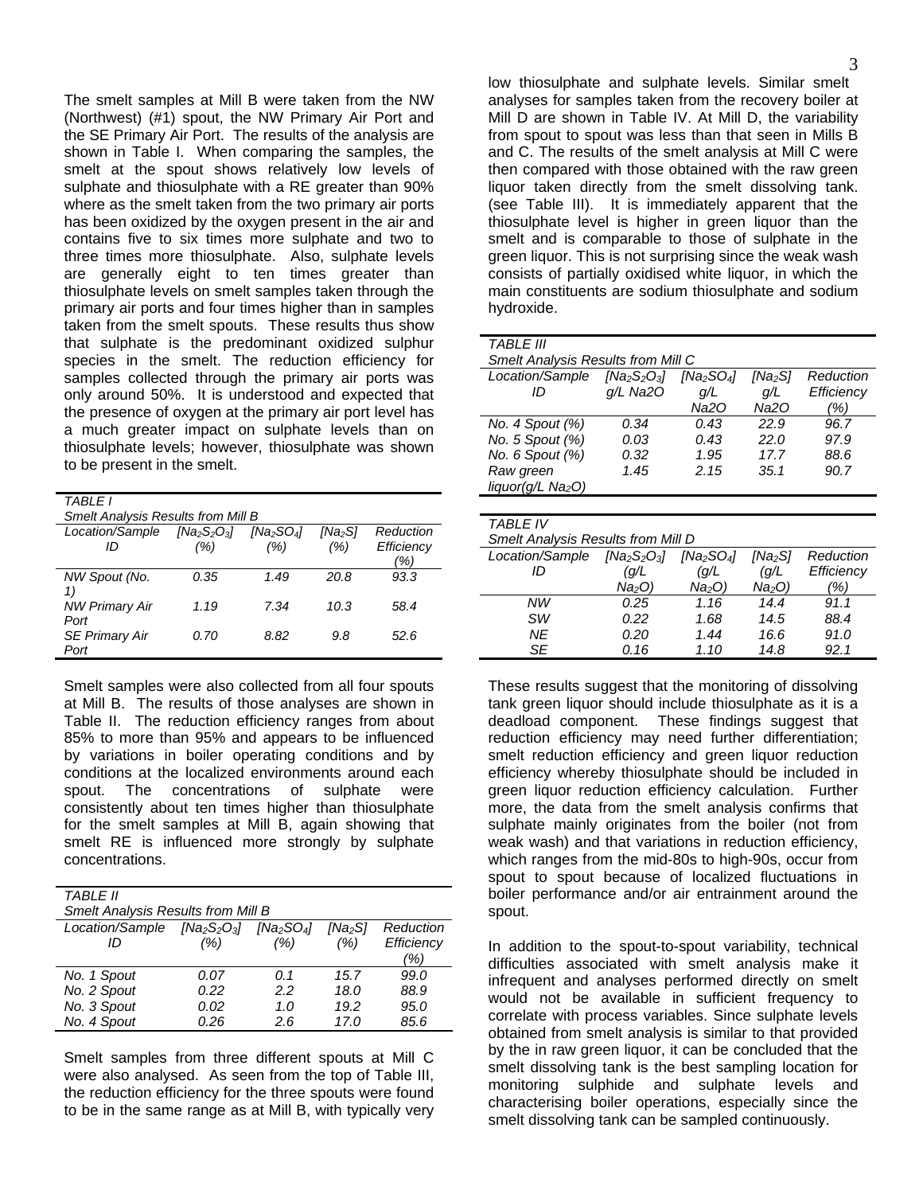The smelt samples at Mill B were taken from the NW (Northwest) (#1) spout, the NW Primary Air Port and the SE Primary Air Port. The results of the analysis are shown in Table I. When comparing the samples, the smelt at the spout shows relatively low levels of sulphate and thiosulphate with a RE greater than 90% where as the smelt taken from the two primary air ports has been oxidized by the oxygen present in the air and contains five to six times more sulphate and two to three times more thiosulphate. Also, sulphate levels are generally eight to ten times greater than thiosulphate levels on smelt samples taken through the primary air ports and four times higher than in samples taken from the smelt spouts. These results thus show that sulphate is the predominant oxidized sulphur species in the smelt. The reduction efficiency for samples collected through the primary air ports was only around 50%. It is understood and expected that the presence of oxygen at the primary air port level has a much greater impact on sulphate levels than on thiosulphate levels; however, thiosulphate was shown to be present in the smelt.

*TABLE I*
*Smelt Analysis Results from Mill B*

| *Location/Sample ID* | *[$Na_2S_2O_3$] (%)* | *[$Na_2SO_4$] (%)* | *[$Na_2S$] (%)* | *Reduction Efficiency (%)* |
|---|---|---|---|---|
| *NW Spout (No. 1)* | *0.35* | *1.49* | *20.8* | *93.3* |
| *NW Primary Air Port* | *1.19* | *7.34* | *10.3* | *58.4* |
| *SE Primary Air Port* | *0.70* | *8.82* | *9.8* | *52.6* |

Smelt samples were also collected from all four spouts at Mill B. The results of those analyses are shown in Table II. The reduction efficiency ranges from about 85% to more than 95% and appears to be influenced by variations in boiler operating conditions and by conditions at the localized environments around each spout. The concentrations of sulphate were consistently about ten times higher than thiosulphate for the smelt samples at Mill B, again showing that smelt RE is influenced more strongly by sulphate concentrations.

*TABLE II*
*Smelt Analysis Results from Mill B*

| *Location/Sample ID* | *[$Na_2S_2O_3$] (%)* | *[$Na_2SO_4$] (%)* | *[$Na_2S$] (%)* | *Reduction Efficiency (%)* |
|---|---|---|---|---|
| *No. 1 Spout* | *0.07* | *0.1* | *15.7* | *99.0* |
| *No. 2 Spout* | *0.22* | *2.2* | *18.0* | *88.9* |
| *No. 3 Spout* | *0.02* | *1.0* | *19.2* | *95.0* |
| *No. 4 Spout* | *0.26* | *2.6* | *17.0* | *85.6* |

Smelt samples from three different spouts at Mill C were also analysed. As seen from the top of Table III, the reduction efficiency for the three spouts were found to be in the same range as at Mill B, with typically very low thiosulphate and sulphate levels. Similar smelt analyses for samples taken from the recovery boiler at Mill D are shown in Table IV. At Mill D, the variability from spout to spout was less than that seen in Mills B and C. The results of the smelt analysis at Mill C were then compared with those obtained with the raw green liquor taken directly from the smelt dissolving tank. (see Table III). It is immediately apparent that the thiosulphate level is higher in green liquor than the smelt and is comparable to those of sulphate in the green liquor. This is not surprising since the weak wash consists of partially oxidised white liquor, in which the main constituents are sodium thiosulphate and sodium hydroxide.

*TABLE III*
*Smelt Analysis Results from Mill C*

| *Location/Sample ID* | *[$Na_2S_2O_3$] g/L Na2O* | *[$Na_2SO_4$] g/L Na2O* | *[$Na_2S$] g/L Na2O* | *Reduction Efficiency (%)* |
|---|---|---|---|---|
| *No. 4 Spout (%)* | *0.34* | *0.43* | *22.9* | *96.7* |
| *No. 5 Spout (%)* | *0.03* | *0.43* | *22.0* | *97.9* |
| *No. 6 Spout (%)* | *0.32* | *1.95* | *17.7* | *88.6* |
| *Raw green liquor(g/L $Na_2O$)* | *1.45* | *2.15* | *35.1* | *90.7* |

*TABLE IV*
*Smelt Analysis Results from Mill D*

| *Location/Sample ID* | *[$Na_2S_2O_3$] (g/L $Na_2O$)* | *[$Na_2SO_4$] (g/L $Na_2O$)* | *[$Na_2S$] (g/L $Na_2O$)* | *Reduction Efficiency (%)* |
|---|---|---|---|---|
| *NW* | *0.25* | *1.16* | *14.4* | *91.1* |
| *SW* | *0.22* | *1.68* | *14.5* | *88.4* |
| *NE* | *0.20* | *1.44* | *16.6* | *91.0* |
| *SE* | *0.16* | *1.10* | *14.8* | *92.1* |

These results suggest that the monitoring of dissolving tank green liquor should include thiosulphate as it is a deadload component. These findings suggest that reduction efficiency may need further differentiation; smelt reduction efficiency and green liquor reduction efficiency whereby thiosulphate should be included in green liquor reduction efficiency calculation. Further more, the data from the smelt analysis confirms that sulphate mainly originates from the boiler (not from weak wash) and that variations in reduction efficiency, which ranges from the mid-80s to high-90s, occur from spout to spout because of localized fluctuations in boiler performance and/or air entrainment around the spout.

In addition to the spout-to-spout variability, technical difficulties associated with smelt analysis make it infrequent and analyses performed directly on smelt would not be available in sufficient frequency to correlate with process variables. Since sulphate levels obtained from smelt analysis is similar to that provided by the in raw green liquor, it can be concluded that the smelt dissolving tank is the best sampling location for monitoring sulphide and sulphate levels and characterising boiler operations, especially since the smelt dissolving tank can be sampled continuously.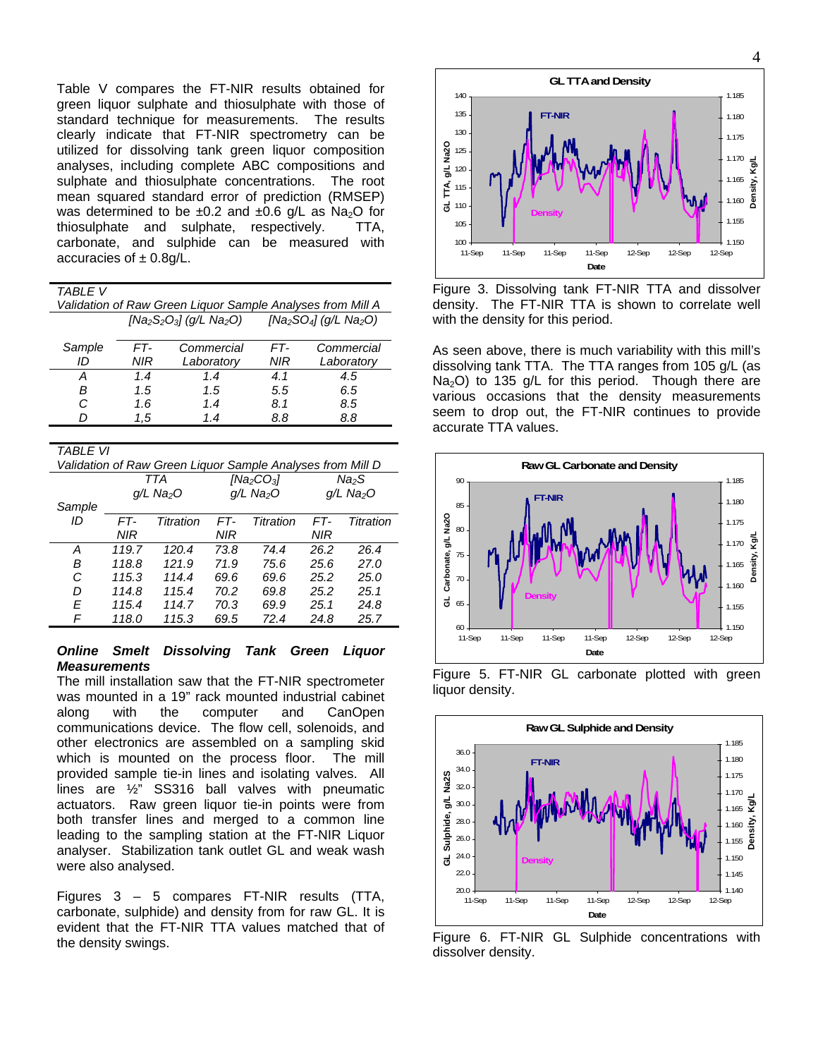Table V compares the FT-NIR results obtained for green liquor sulphate and thiosulphate with those of standard technique for measurements. The results clearly indicate that FT-NIR spectrometry can be utilized for dissolving tank green liquor composition analyses, including complete ABC compositions and sulphate and thiosulphate concentrations. The root mean squared standard error of prediction (RMSEP) was determined to be ±0.2 and ±0.6 g/L as $Na_2O$ for thiosulphate and sulphate, respectively. TTA, carbonate, and sulphide can be measured with accuracies of ± 0.8g/L.

*TABLE V*
*Validation of Raw Green Liquor Sample Analyses from Mill A*

| Sample ID | $[Na_2S_2O_3]$ (g/L $Na_2O$) FT-NIR | Commercial Laboratory | $[Na_2SO_4]$ (g/L $Na_2O$) FT-NIR | Commercial Laboratory |
|---|---|---|---|---|
| A | 1.4 | 1.4 | 4.1 | 4.5 |
| B | 1.5 | 1.5 | 5.5 | 6.5 |
| C | 1.6 | 1.4 | 8.1 | 8.5 |
| D | 1,5 | 1.4 | 8.8 | 8.8 |

*TABLE VI*
*Validation of Raw Green Liquor Sample Analyses from Mill D*

| Sample ID | TTA g/L $Na_2O$ | | $[Na_2CO_3]$ g/L $Na_2O$ | | $Na_2S$ g/L $Na_2O$ | |
|---|---|---|---|---|---|---|
| | FT-NIR | Titration | FT-NIR | Titration | FT-NIR | Titration |
| A | 119.7 | 120.4 | 73.8 | 74.4 | 26.2 | 26.4 |
| B | 118.8 | 121.9 | 71.9 | 75.6 | 25.6 | 27.0 |
| C | 115.3 | 114.4 | 69.6 | 69.6 | 25.2 | 25.0 |
| D | 114.8 | 115.4 | 70.2 | 69.8 | 25.2 | 25.1 |
| E | 115.4 | 114.7 | 70.3 | 69.9 | 25.1 | 24.8 |
| F | 118.0 | 115.3 | 69.5 | 72.4 | 24.8 | 25.7 |

***Online Smelt Dissolving Tank Green Liquor Measurements***

The mill installation saw that the FT-NIR spectrometer was mounted in a 19" rack mounted industrial cabinet along with the computer and CanOpen communications device. The flow cell, solenoids, and other electronics are assembled on a sampling skid which is mounted on the process floor. The mill provided sample tie-in lines and isolating valves. All lines are ½" SS316 ball valves with pneumatic actuators. Raw green liquor tie-in points were from both transfer lines and merged to a common line leading to the sampling station at the FT-NIR Liquor analyser. Stabilization tank outlet GL and weak wash were also analysed.

Figures 3 – 5 compares FT-NIR results (TTA, carbonate, sulphide) and density from for raw GL. It is evident that the FT-NIR TTA values matched that of the density swings.

Figure 3. Dissolving tank FT-NIR TTA and dissolver density. The FT-NIR TTA is shown to correlate well with the density for this period.

As seen above, there is much variability with this mill's dissolving tank TTA. The TTA ranges from 105 g/L (as $Na_2O$) to 135 g/L for this period. Though there are various occasions that the density measurements seem to drop out, the FT-NIR continues to provide accurate TTA values.

Figure 5. FT-NIR GL carbonate plotted with green liquor density.

Figure 6. FT-NIR GL Sulphide concentrations with dissolver density.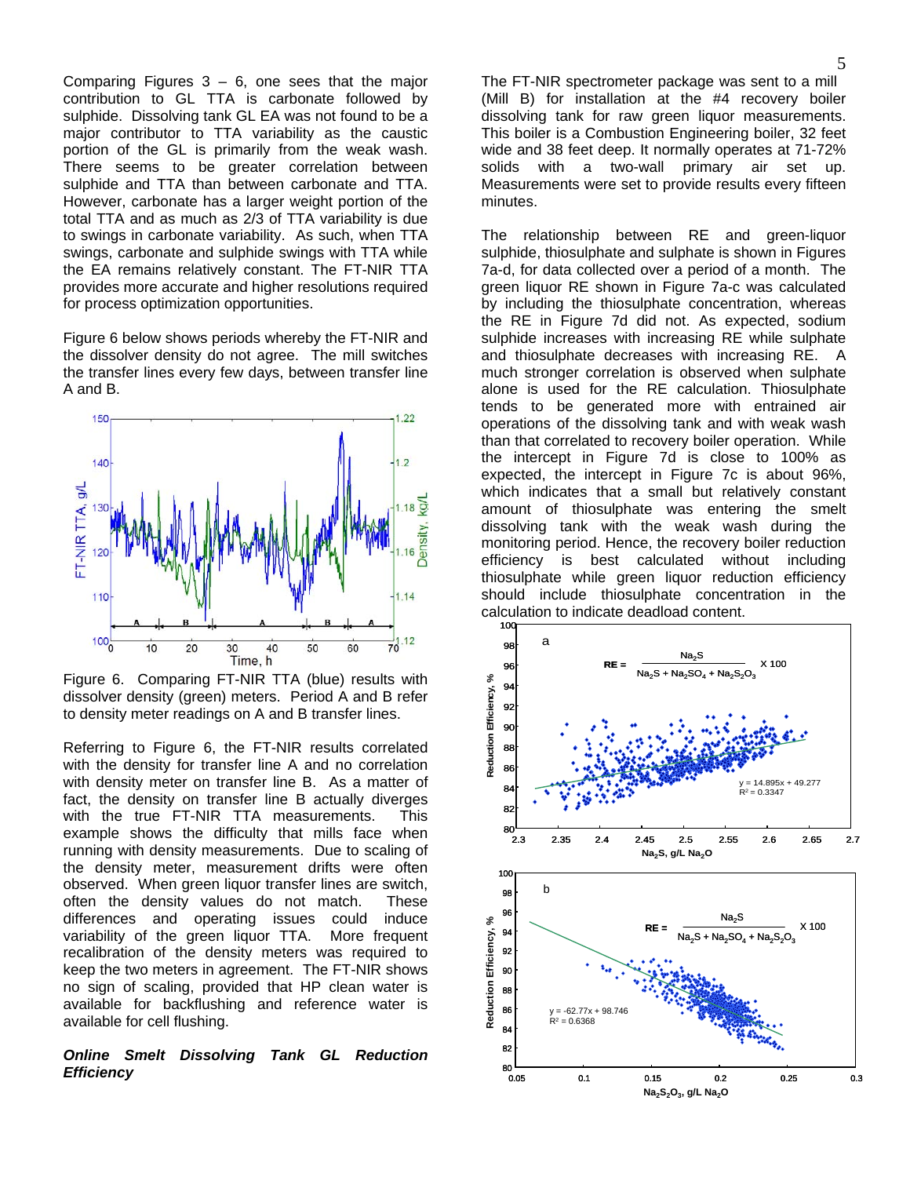Comparing Figures 3 – 6, one sees that the major contribution to GL TTA is carbonate followed by sulphide. Dissolving tank GL EA was not found to be a major contributor to TTA variability as the caustic portion of the GL is primarily from the weak wash. There seems to be greater correlation between sulphide and TTA than between carbonate and TTA. However, carbonate has a larger weight portion of the total TTA and as much as 2/3 of TTA variability is due to swings in carbonate variability. As such, when TTA swings, carbonate and sulphide swings with TTA while the EA remains relatively constant. The FT-NIR TTA provides more accurate and higher resolutions required for process optimization opportunities.

Figure 6 below shows periods whereby the FT-NIR and the dissolver density do not agree. The mill switches the transfer lines every few days, between transfer line A and B.

Figure 6. Comparing FT-NIR TTA (blue) results with dissolver density (green) meters. Period A and B refer to density meter readings on A and B transfer lines.

Referring to Figure 6, the FT-NIR results correlated with the density for transfer line A and no correlation with density meter on transfer line B. As a matter of fact, the density on transfer line B actually diverges with the true FT-NIR TTA measurements. This example shows the difficulty that mills face when running with density measurements. Due to scaling of the density meter, measurement drifts were often observed. When green liquor transfer lines are switch, often the density values do not match. These differences and operating issues could induce variability of the green liquor TTA. More frequent recalibration of the density meters was required to keep the two meters in agreement. The FT-NIR shows no sign of scaling, provided that HP clean water is available for backflushing and reference water is available for cell flushing.

***Online Smelt Dissolving Tank GL Reduction Efficiency***

The FT-NIR spectrometer package was sent to a mill (Mill B) for installation at the #4 recovery boiler dissolving tank for raw green liquor measurements. This boiler is a Combustion Engineering boiler, 32 feet wide and 38 feet deep. It normally operates at 71-72% solids with a two-wall primary air set up. Measurements were set to provide results every fifteen minutes.

The relationship between RE and green-liquor sulphide, thiosulphate and sulphate is shown in Figures 7a-d, for data collected over a period of a month. The green liquor RE shown in Figure 7a-c was calculated by including the thiosulphate concentration, whereas the RE in Figure 7d did not. As expected, sodium sulphide increases with increasing RE while sulphate and thiosulphate decreases with increasing RE. A much stronger correlation is observed when sulphate alone is used for the RE calculation. Thiosulphate tends to be generated more with entrained air operations of the dissolving tank and with weak wash than that correlated to recovery boiler operation. While the intercept in Figure 7d is close to 100% as expected, the intercept in Figure 7c is about 96%, which indicates that a small but relatively constant amount of thiosulphate was entering the smelt dissolving tank with the weak wash during the monitoring period. Hence, the recovery boiler reduction efficiency is best calculated without including thiosulphate while green liquor reduction efficiency should include thiosulphate concentration in the calculation to indicate deadload content.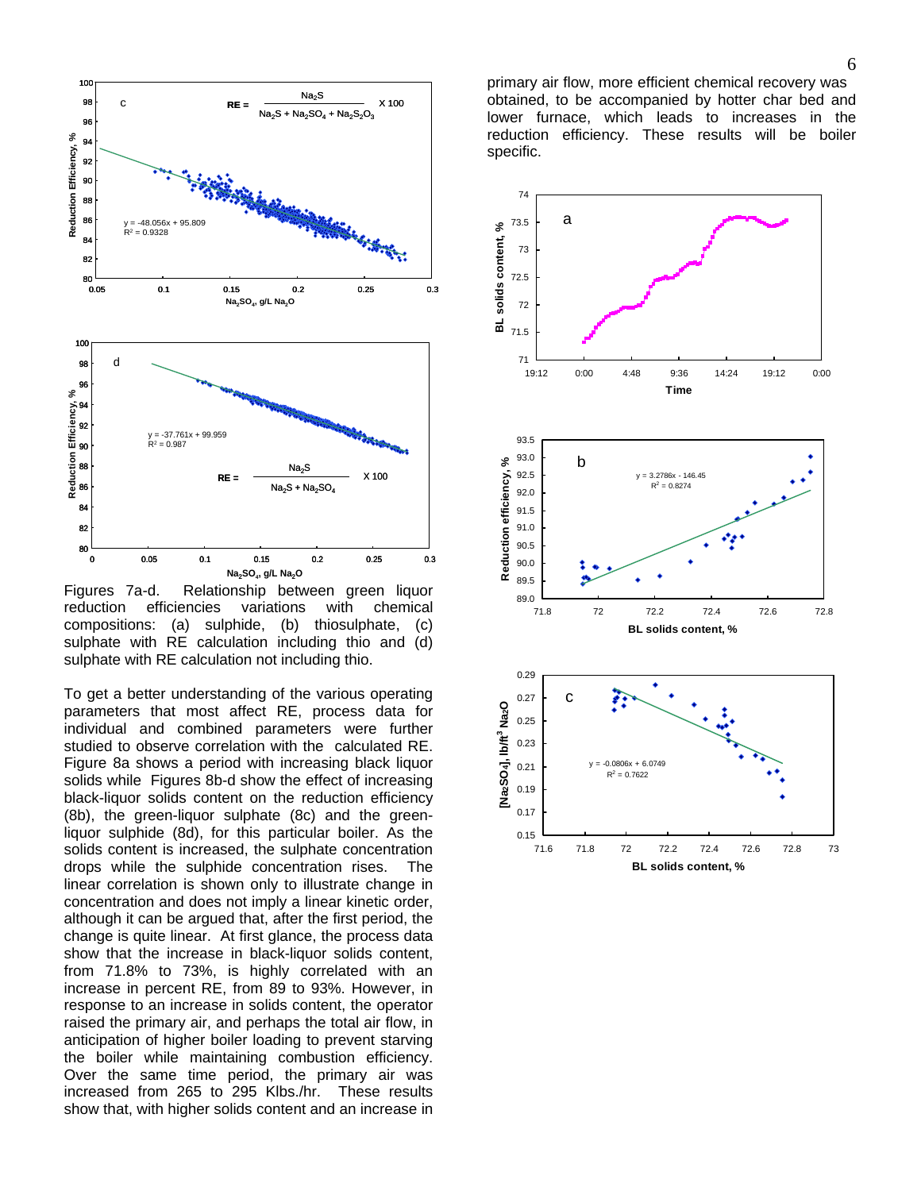Figures 7a-d. Relationship between green liquor reduction efficiencies variations with chemical compositions: (a) sulphide, (b) thiosulphate, (c) sulphate with RE calculation including thio and (d) sulphate with RE calculation not including thio.

To get a better understanding of the various operating parameters that most affect RE, process data for individual and combined parameters were further studied to observe correlation with the calculated RE. Figure 8a shows a period with increasing black liquor solids while Figures 8b-d show the effect of increasing black-liquor solids content on the reduction efficiency (8b), the green-liquor sulphate (8c) and the green-liquor sulphide (8d), for this particular boiler. As the solids content is increased, the sulphate concentration drops while the sulphide concentration rises. The linear correlation is shown only to illustrate change in concentration and does not imply a linear kinetic order, although it can be argued that, after the first period, the change is quite linear. At first glance, the process data show that the increase in black-liquor solids content, from 71.8% to 73%, is highly correlated with an increase in percent RE, from 89 to 93%. However, in response to an increase in solids content, the operator raised the primary air, and perhaps the total air flow, in anticipation of higher boiler loading to prevent starving the boiler while maintaining combustion efficiency. Over the same time period, the primary air was increased from 265 to 295 Klbs./hr. These results show that, with higher solids content and an increase in primary air flow, more efficient chemical recovery was obtained, to be accompanied by hotter char bed and lower furnace, which leads to increases in the reduction efficiency. These results will be boiler specific.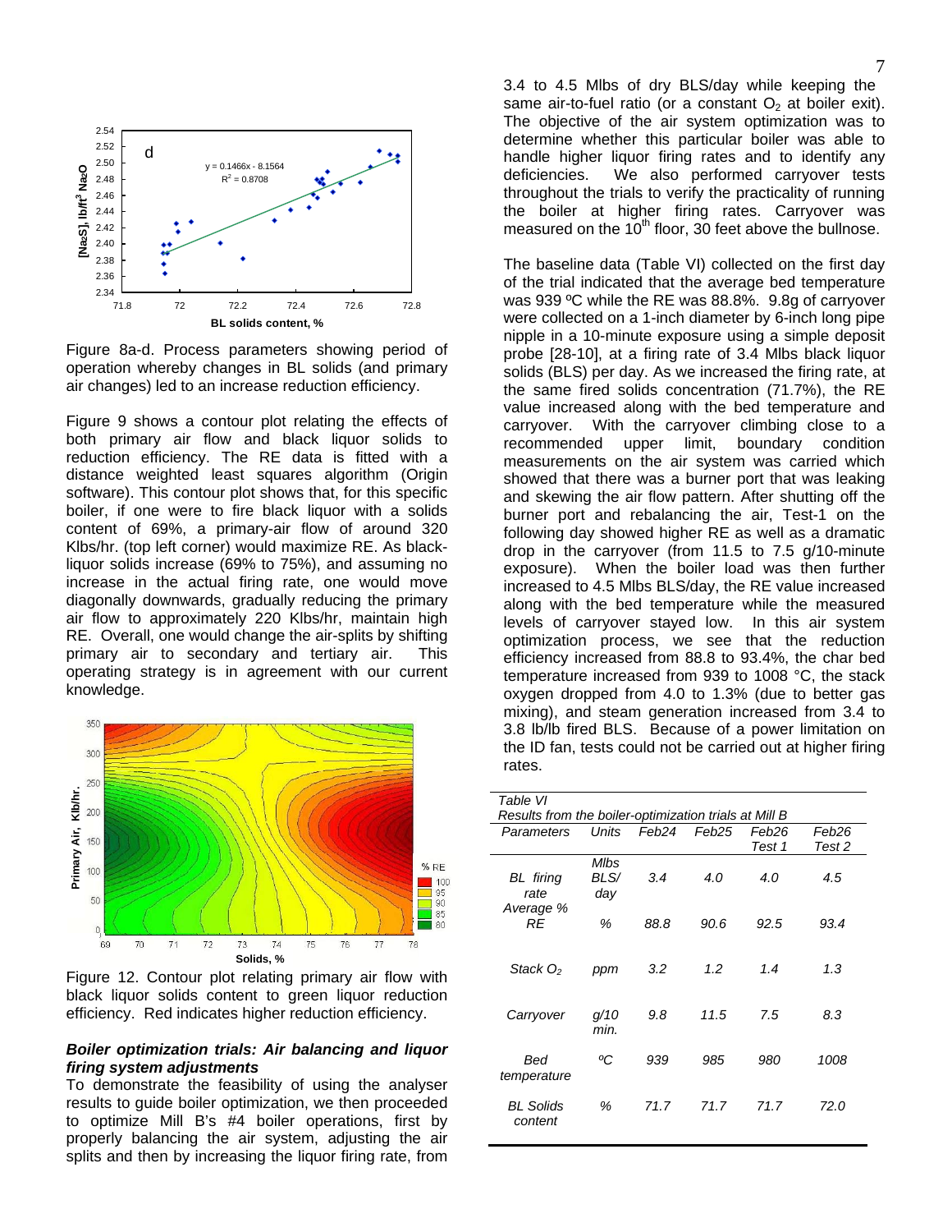Figure 8a-d. Process parameters showing period of operation whereby changes in BL solids (and primary air changes) led to an increase reduction efficiency.

Figure 9 shows a contour plot relating the effects of both primary air flow and black liquor solids to reduction efficiency. The RE data is fitted with a distance weighted least squares algorithm (Origin software). This contour plot shows that, for this specific boiler, if one were to fire black liquor with a solids content of 69%, a primary-air flow of around 320 Klbs/hr. (top left corner) would maximize RE. As black-liquor solids increase (69% to 75%), and assuming no increase in the actual firing rate, one would move diagonally downwards, gradually reducing the primary air flow to approximately 220 Klbs/hr, maintain high RE. Overall, one would change the air-splits by shifting primary air to secondary and tertiary air. This operating strategy is in agreement with our current knowledge.

Figure 12. Contour plot relating primary air flow with black liquor solids content to green liquor reduction efficiency. Red indicates higher reduction efficiency.

### *Boiler optimization trials: Air balancing and liquor firing system adjustments*

To demonstrate the feasibility of using the analyser results to guide boiler optimization, we then proceeded to optimize Mill B's #4 boiler operations, first by properly balancing the air system, adjusting the air splits and then by increasing the liquor firing rate, from 3.4 to 4.5 Mlbs of dry BLS/day while keeping the same air-to-fuel ratio (or a constant $O_2$ at boiler exit). The objective of the air system optimization was to determine whether this particular boiler was able to handle higher liquor firing rates and to identify any deficiencies. We also performed carryover tests throughout the trials to verify the practicality of running the boiler at higher firing rates. Carryover was measured on the 10$^{th}$ floor, 30 feet above the bullnose.

The baseline data (Table VI) collected on the first day of the trial indicated that the average bed temperature was 939 ºC while the RE was 88.8%. 9.8g of carryover were collected on a 1-inch diameter by 6-inch long pipe nipple in a 10-minute exposure using a simple deposit probe [28-10], at a firing rate of 3.4 Mlbs black liquor solids (BLS) per day. As we increased the firing rate, at the same fired solids concentration (71.7%), the RE value increased along with the bed temperature and carryover. With the carryover climbing close to a recommended upper limit, boundary condition measurements on the air system was carried which showed that there was a burner port that was leaking and skewing the air flow pattern. After shutting off the burner port and rebalancing the air, Test-1 on the following day showed higher RE as well as a dramatic drop in the carryover (from 11.5 to 7.5 g/10-minute exposure). When the boiler load was then further increased to 4.5 Mlbs BLS/day, the RE value increased along with the bed temperature while the measured levels of carryover stayed low. In this air system optimization process, we see that the reduction efficiency increased from 88.8 to 93.4%, the char bed temperature increased from 939 to 1008 °C, the stack oxygen dropped from 4.0 to 1.3% (due to better gas mixing), and steam generation increased from 3.4 to 3.8 lb/lb fired BLS. Because of a power limitation on the ID fan, tests could not be carried out at higher firing rates.

*Table VI*
*Results from the boiler-optimization trials at Mill B*

| Parameters | Units | Feb24 | Feb25 | Feb26 Test 1 | Feb26 Test 2 |
|---|---|---|---|---|---|
| BL firing rate | Mlbs BLS/ day | 3.4 | 4.0 | 4.0 | 4.5 |
| Average % RE | % | 88.8 | 90.6 | 92.5 | 93.4 |
| Stack $O_2$ | ppm | 3.2 | 1.2 | 1.4 | 1.3 |
| Carryover | g/10 min. | 9.8 | 11.5 | 7.5 | 8.3 |
| Bed temperature | ºC | 939 | 985 | 980 | 1008 |
| BL Solids content | % | 71.7 | 71.7 | 71.7 | 72.0 |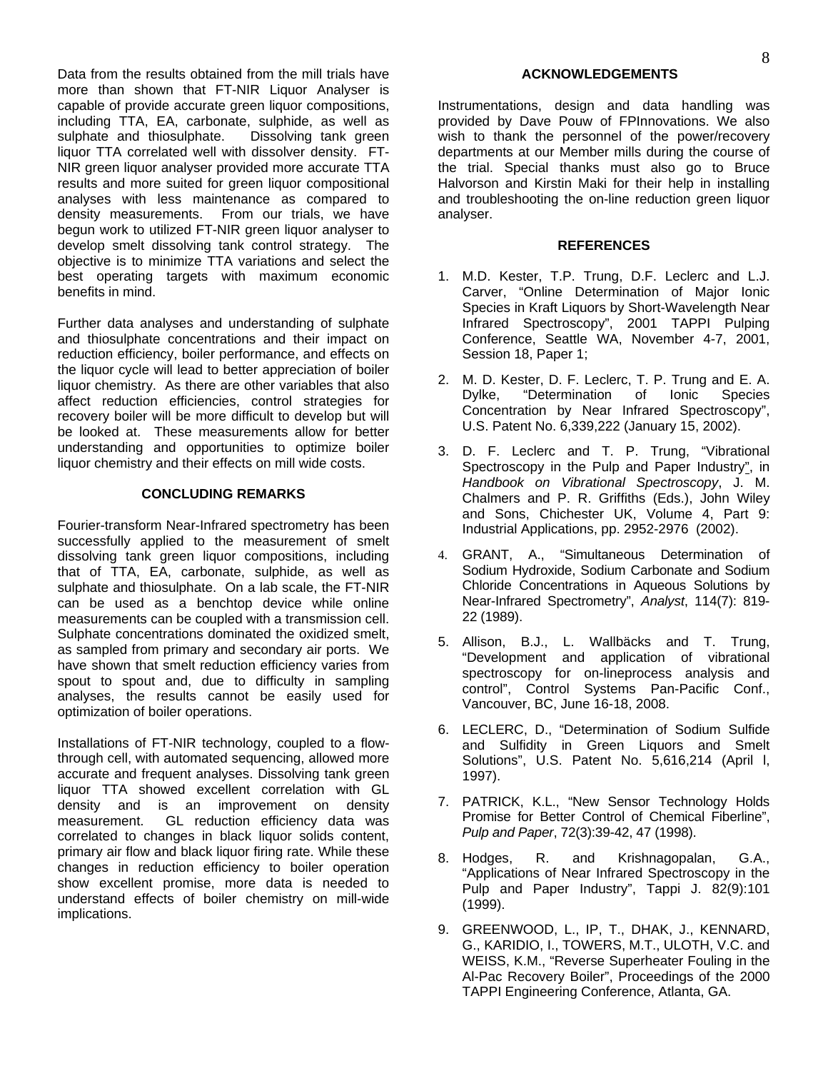Data from the results obtained from the mill trials have more than shown that FT-NIR Liquor Analyser is capable of provide accurate green liquor compositions, including TTA, EA, carbonate, sulphide, as well as sulphate and thiosulphate. Dissolving tank green liquor TTA correlated well with dissolver density. FT-NIR green liquor analyser provided more accurate TTA results and more suited for green liquor compositional analyses with less maintenance as compared to density measurements. From our trials, we have begun work to utilized FT-NIR green liquor analyser to develop smelt dissolving tank control strategy. The objective is to minimize TTA variations and select the best operating targets with maximum economic benefits in mind.

Further data analyses and understanding of sulphate and thiosulphate concentrations and their impact on reduction efficiency, boiler performance, and effects on the liquor cycle will lead to better appreciation of boiler liquor chemistry. As there are other variables that also affect reduction efficiencies, control strategies for recovery boiler will be more difficult to develop but will be looked at. These measurements allow for better understanding and opportunities to optimize boiler liquor chemistry and their effects on mill wide costs.

## CONCLUDING REMARKS

Fourier-transform Near-Infrared spectrometry has been successfully applied to the measurement of smelt dissolving tank green liquor compositions, including that of TTA, EA, carbonate, sulphide, as well as sulphate and thiosulphate. On a lab scale, the FT-NIR can be used as a benchtop device while online measurements can be coupled with a transmission cell. Sulphate concentrations dominated the oxidized smelt, as sampled from primary and secondary air ports. We have shown that smelt reduction efficiency varies from spout to spout and, due to difficulty in sampling analyses, the results cannot be easily used for optimization of boiler operations.

Installations of FT-NIR technology, coupled to a flow-through cell, with automated sequencing, allowed more accurate and frequent analyses. Dissolving tank green liquor TTA showed excellent correlation with GL density and is an improvement on density measurement. GL reduction efficiency data was correlated to changes in black liquor solids content, primary air flow and black liquor firing rate. While these changes in reduction efficiency to boiler operation show excellent promise, more data is needed to understand effects of boiler chemistry on mill-wide implications.

## ACKNOWLEDGEMENTS

Instrumentations, design and data handling was provided by Dave Pouw of FPInnovations. We also wish to thank the personnel of the power/recovery departments at our Member mills during the course of the trial. Special thanks must also go to Bruce Halvorson and Kirstin Maki for their help in installing and troubleshooting the on-line reduction green liquor analyser.

## REFERENCES

1. M.D. Kester, T.P. Trung, D.F. Leclerc and L.J. Carver, "Online Determination of Major Ionic Species in Kraft Liquors by Short-Wavelength Near Infrared Spectroscopy", 2001 TAPPI Pulping Conference, Seattle WA, November 4-7, 2001, Session 18, Paper 1;

2. M. D. Kester, D. F. Leclerc, T. P. Trung and E. A. Dylke, "Determination of Ionic Species Concentration by Near Infrared Spectroscopy", U.S. Patent No. 6,339,222 (January 15, 2002).

3. D. F. Leclerc and T. P. Trung, "Vibrational Spectroscopy in the Pulp and Paper Industry", in *Handbook on Vibrational Spectroscopy*, J. M. Chalmers and P. R. Griffiths (Eds.), John Wiley and Sons, Chichester UK, Volume 4, Part 9: Industrial Applications, pp. 2952-2976 (2002).

4. GRANT, A., "Simultaneous Determination of Sodium Hydroxide, Sodium Carbonate and Sodium Chloride Concentrations in Aqueous Solutions by Near-Infrared Spectrometry", *Analyst*, 114(7): 819-22 (1989).

5. Allison, B.J., L. Wallbäcks and T. Trung, "Development and application of vibrational spectroscopy for on-lineprocess analysis and control", Control Systems Pan-Pacific Conf., Vancouver, BC, June 16-18, 2008.

6. LECLERC, D., "Determination of Sodium Sulfide and Sulfidity in Green Liquors and Smelt Solutions", U.S. Patent No. 5,616,214 (April l, 1997).

7. PATRICK, K.L., "New Sensor Technology Holds Promise for Better Control of Chemical Fiberline", *Pulp and Paper*, 72(3):39-42, 47 (1998).

8. Hodges, R. and Krishnagopalan, G.A., "Applications of Near Infrared Spectroscopy in the Pulp and Paper Industry", Tappi J. 82(9):101 (1999).

9. GREENWOOD, L., IP, T., DHAK, J., KENNARD, G., KARIDIO, I., TOWERS, M.T., ULOTH, V.C. and WEISS, K.M., "Reverse Superheater Fouling in the Al-Pac Recovery Boiler", Proceedings of the 2000 TAPPI Engineering Conference, Atlanta, GA.